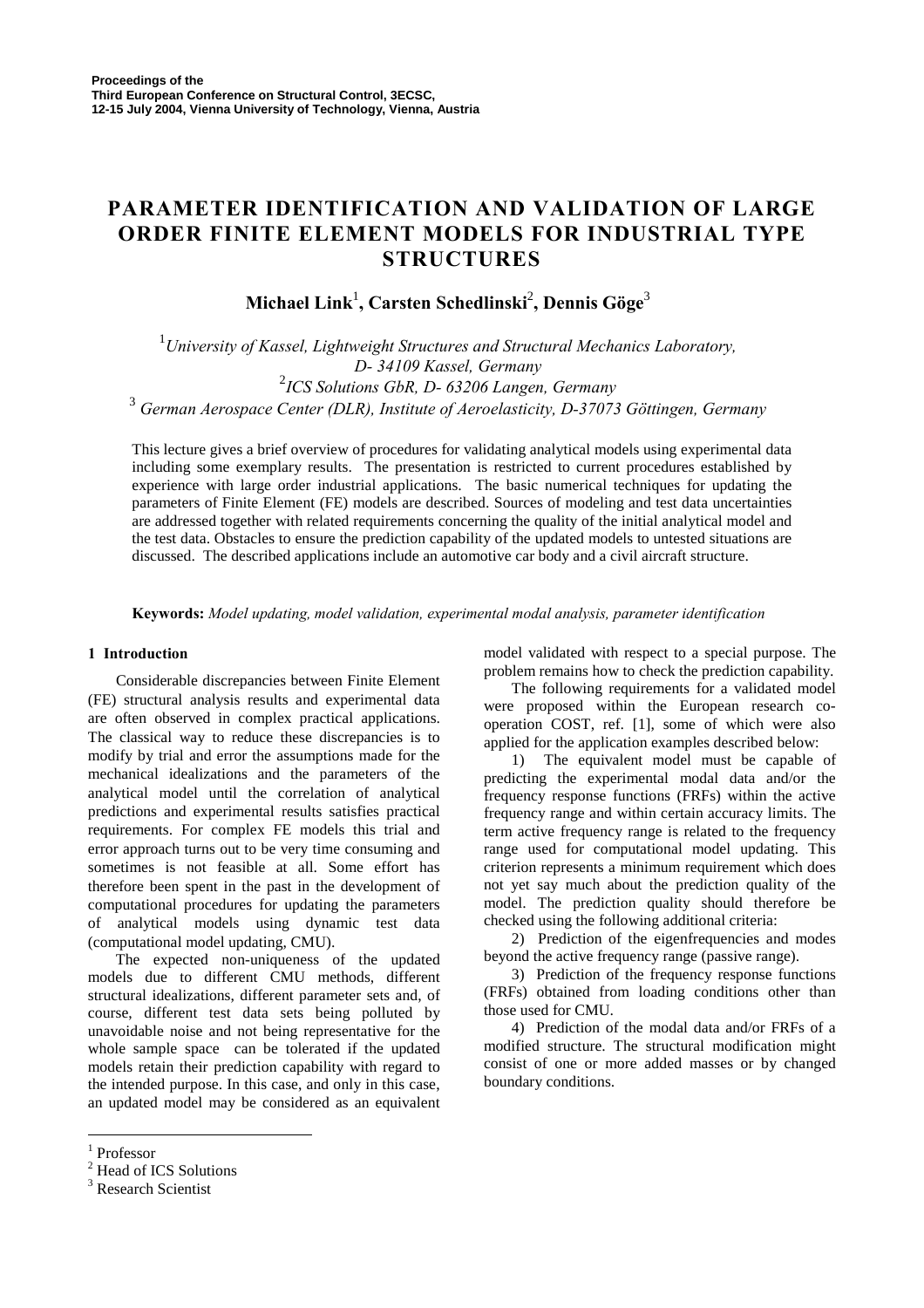Proceedings of the
Third European Conference on Structural Control, 3ECSC,
12-15 July 2004, Vienna University of Technology, Vienna, Austria

# PARAMETER IDENTIFICATION AND VALIDATION OF LARGE ORDER FINITE ELEMENT MODELS FOR INDUSTRIAL TYPE STRUCTURES

**Michael Link[1], Carsten Schedlinski[2], Dennis Göge[3]**

[1] *University of Kassel, Lightweight Structures and Structural Mechanics Laboratory, D- 34109 Kassel, Germany*
[2] *ICS Solutions GbR, D- 63206 Langen, Germany*
[3] *German Aerospace Center (DLR), Institute of Aeroelasticity, D-37073 Göttingen, Germany*

This lecture gives a brief overview of procedures for validating analytical models using experimental data including some exemplary results. The presentation is restricted to current procedures established by experience with large order industrial applications. The basic numerical techniques for updating the parameters of Finite Element (FE) models are described. Sources of modeling and test data uncertainties are addressed together with related requirements concerning the quality of the initial analytical model and the test data. Obstacles to ensure the prediction capability of the updated models to untested situations are discussed. The described applications include an automotive car body and a civil aircraft structure.

**Keywords:** *Model updating, model validation, experimental modal analysis, parameter identification*

## 1 Introduction

Considerable discrepancies between Finite Element (FE) structural analysis results and experimental data are often observed in complex practical applications. The classical way to reduce these discrepancies is to modify by trial and error the assumptions made for the mechanical idealizations and the parameters of the analytical model until the correlation of analytical predictions and experimental results satisfies practical requirements. For complex FE models this trial and error approach turns out to be very time consuming and sometimes is not feasible at all. Some effort has therefore been spent in the past in the development of computational procedures for updating the parameters of analytical models using dynamic test data (computational model updating, CMU).

The expected non-uniqueness of the updated models due to different CMU methods, different structural idealizations, different parameter sets and, of course, different test data sets being polluted by unavoidable noise and not being representative for the whole sample space can be tolerated if the updated models retain their prediction capability with regard to the intended purpose. In this case, and only in this case, an updated model may be considered as an equivalent model validated with respect to a special purpose. The problem remains how to check the prediction capability.

The following requirements for a validated model were proposed within the European research co-operation COST, ref. [1], some of which were also applied for the application examples described below:

1) The equivalent model must be capable of predicting the experimental modal data and/or the frequency response functions (FRFs) within the active frequency range and within certain accuracy limits. The term active frequency range is related to the frequency range used for computational model updating. This criterion represents a minimum requirement which does not yet say much about the prediction quality of the model. The prediction quality should therefore be checked using the following additional criteria:

2) Prediction of the eigenfrequencies and modes beyond the active frequency range (passive range).

3) Prediction of the frequency response functions (FRFs) obtained from loading conditions other than those used for CMU.

4) Prediction of the modal data and/or FRFs of a modified structure. The structural modification might consist of one or more added masses or by changed boundary conditions.

---

[1] Professor
[2] Head of ICS Solutions
[3] Research Scientist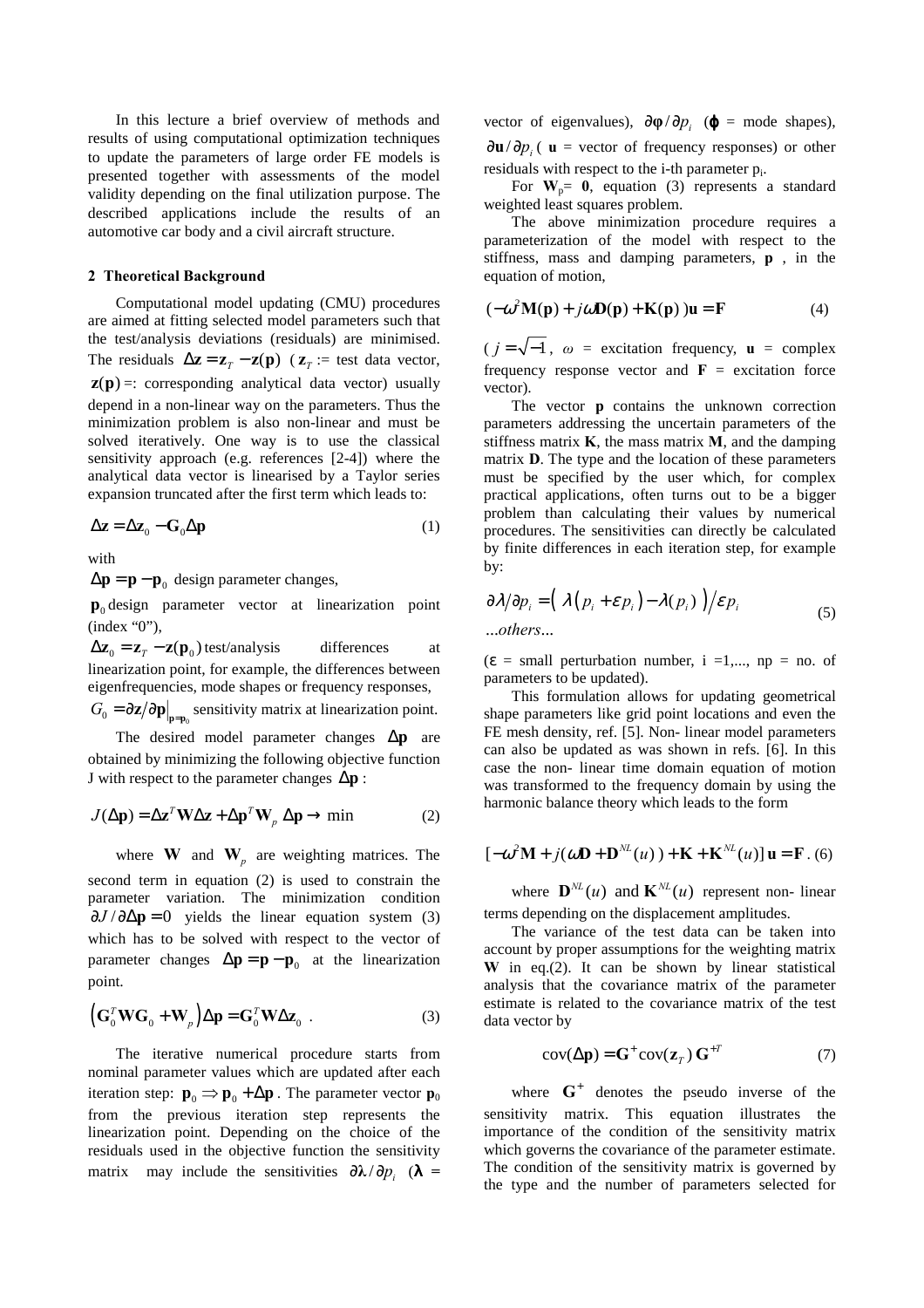In this lecture a brief overview of methods and results of using computational optimization techniques to update the parameters of large order FE models is presented together with assessments of the model validity depending on the final utilization purpose. The described applications include the results of an automotive car body and a civil aircraft structure.

## 2 Theoretical Background

Computational model updating (CMU) procedures are aimed at fitting selected model parameters such that the test/analysis deviations (residuals) are minimised. The residuals $\Delta \mathbf{z} = \mathbf{z}_T - \mathbf{z}(\mathbf{p})$ ($\mathbf{z}_T$ := test data vector, $\mathbf{z}(\mathbf{p})$ =: corresponding analytical data vector) usually depend in a non-linear way on the parameters. Thus the minimization problem is also non-linear and must be solved iteratively. One way is to use the classical sensitivity approach (e.g. references [2-4]) where the analytical data vector is linearised by a Taylor series expansion truncated after the first term which leads to:

$$\Delta \mathbf{z} = \Delta \mathbf{z}_0 - \mathbf{G}_0 \Delta \mathbf{p} \tag{1}$$

with

$\Delta \mathbf{p} = \mathbf{p} - \mathbf{p}_0$ design parameter changes,

$\mathbf{p}_0$ design parameter vector at linearization point (index "0"),

$\Delta \mathbf{z}_0 = \mathbf{z}_T - \mathbf{z}(\mathbf{p}_0)$ test/analysis differences at linearization point, for example, the differences between eigenfrequencies, mode shapes or frequency responses,

$G_0 = \partial \mathbf{z} / \partial \mathbf{p}|_{\mathbf{p}=\mathbf{p}_0}$ sensitivity matrix at linearization point.

The desired model parameter changes $\Delta \mathbf{p}$ are obtained by minimizing the following objective function J with respect to the parameter changes $\Delta \mathbf{p}$ :

$$J(\Delta \mathbf{p}) = \Delta \mathbf{z}^T \mathbf{W} \Delta \mathbf{z} + \Delta \mathbf{p}^T \mathbf{W}_p \, \Delta \mathbf{p} \rightarrow \min \tag{2}$$

where $\mathbf{W}$ and $\mathbf{W}_p$ are weighting matrices. The second term in equation (2) is used to constrain the parameter variation. The minimization condition $\partial J / \partial \Delta \mathbf{p} = 0$ yields the linear equation system (3) which has to be solved with respect to the vector of parameter changes $\Delta \mathbf{p} = \mathbf{p} - \mathbf{p}_0$ at the linearization point.

$$\left( \mathbf{G}_0^T \mathbf{W} \mathbf{G}_0 + \mathbf{W}_p \right) \Delta \mathbf{p} = \mathbf{G}_0^T \mathbf{W} \Delta \mathbf{z}_0 \ . \tag{3}$$

The iterative numerical procedure starts from nominal parameter values which are updated after each iteration step: $\mathbf{p}_0 \Rightarrow \mathbf{p}_0 + \Delta \mathbf{p}$. The parameter vector $\mathbf{p}_0$ from the previous iteration step represents the linearization point. Depending on the choice of the residuals used in the objective function the sensitivity matrix may include the sensitivities $\partial \boldsymbol{\lambda} / \partial p_i$ ($\boldsymbol{\lambda}$ = vector of eigenvalues), $\partial \boldsymbol{\varphi} / \partial p_i$ ($\boldsymbol{\varphi}$ = mode shapes), $\partial \mathbf{u} / \partial p_i$ ( $\mathbf{u}$ = vector of frequency responses) or other residuals with respect to the i-th parameter $p_i$.

For $\mathbf{W}_p = \mathbf{0}$, equation (3) represents a standard weighted least squares problem.

The above minimization procedure requires a parameterization of the model with respect to the stiffness, mass and damping parameters, $\mathbf{p}$ , in the equation of motion,

$$(-\omega^2 \mathbf{M}(\mathbf{p}) + j\omega \mathbf{D}(\mathbf{p}) + \mathbf{K}(\mathbf{p}) \,) \mathbf{u} = \mathbf{F} \tag{4}$$

($j = \sqrt{-1}$, $\omega$ = excitation frequency, $\mathbf{u}$ = complex frequency response vector and $\mathbf{F}$ = excitation force vector).

The vector $\mathbf{p}$ contains the unknown correction parameters addressing the uncertain parameters of the stiffness matrix $\mathbf{K}$, the mass matrix $\mathbf{M}$, and the damping matrix $\mathbf{D}$. The type and the location of these parameters must be specified by the user which, for complex practical applications, often turns out to be a bigger problem than calculating their values by numerical procedures. The sensitivities can directly be calculated by finite differences in each iteration step, for example by:

$$\partial \lambda / \partial p_i = \left( \lambda \left( p_i + \varepsilon p_i \right) - \lambda (p_i) \right) / \varepsilon p_i \tag{5}$$
$$...others...$$

($\varepsilon$ = small perturbation number, i =1,..., np = no. of parameters to be updated).

This formulation allows for updating geometrical shape parameters like grid point locations and even the FE mesh density, ref. [5]. Non- linear model parameters can also be updated as was shown in refs. [6]. In this case the non- linear time domain equation of motion was transformed to the frequency domain by using the harmonic balance theory which leads to the form

$$[-\omega^2 \mathbf{M} + j(\omega \mathbf{D} + \mathbf{D}^{NL}(u)) + \mathbf{K} + \mathbf{K}^{NL}(u)] \, \mathbf{u} = \mathbf{F} \, . \tag{6}$$

where $\mathbf{D}^{NL}(u)$ and $\mathbf{K}^{NL}(u)$ represent non- linear terms depending on the displacement amplitudes.

The variance of the test data can be taken into account by proper assumptions for the weighting matrix $\mathbf{W}$ in eq.(2). It can be shown by linear statistical analysis that the covariance matrix of the parameter estimate is related to the covariance matrix of the test data vector by

$$\mathrm{cov}(\Delta \mathbf{p}) = \mathbf{G}^+ \mathrm{cov}(\mathbf{z}_T) \, \mathbf{G}^{+T} \tag{7}$$

where $\mathbf{G}^+$ denotes the pseudo inverse of the sensitivity matrix. This equation illustrates the importance of the condition of the sensitivity matrix which governs the covariance of the parameter estimate. The condition of the sensitivity matrix is governed by the type and the number of parameters selected for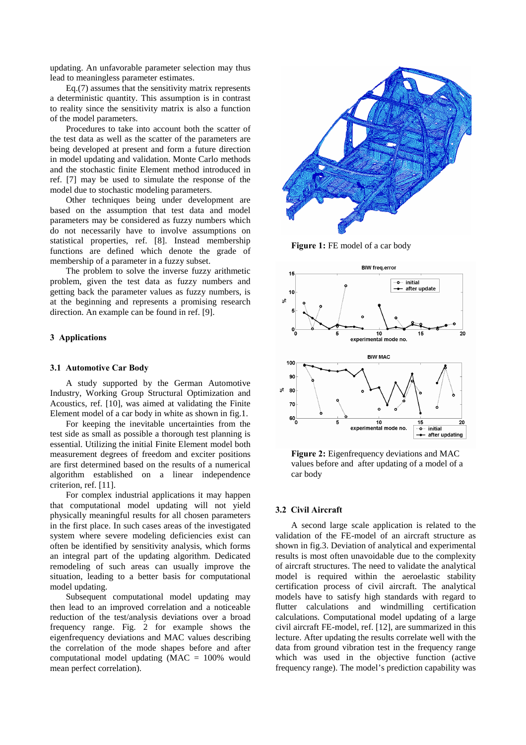updating. An unfavorable parameter selection may thus lead to meaningless parameter estimates.

Eq.(7) assumes that the sensitivity matrix represents a deterministic quantity. This assumption is in contrast to reality since the sensitivity matrix is also a function of the model parameters.

Procedures to take into account both the scatter of the test data as well as the scatter of the parameters are being developed at present and form a future direction in model updating and validation. Monte Carlo methods and the stochastic finite Element method introduced in ref. [7] may be used to simulate the response of the model due to stochastic modeling parameters.

Other techniques being under development are based on the assumption that test data and model parameters may be considered as fuzzy numbers which do not necessarily have to involve assumptions on statistical properties, ref. [8]. Instead membership functions are defined which denote the grade of membership of a parameter in a fuzzy subset.

The problem to solve the inverse fuzzy arithmetic problem, given the test data as fuzzy numbers and getting back the parameter values as fuzzy numbers, is at the beginning and represents a promising research direction. An example can be found in ref. [9].

## 3 Applications

### 3.1 Automotive Car Body

A study supported by the German Automotive Industry, Working Group Structural Optimization and Acoustics, ref. [10], was aimed at validating the Finite Element model of a car body in white as shown in fig.1.

For keeping the inevitable uncertainties from the test side as small as possible a thorough test planning is essential. Utilizing the initial Finite Element model both measurement degrees of freedom and exciter positions are first determined based on the results of a numerical algorithm established on a linear independence criterion, ref. [11].

For complex industrial applications it may happen that computational model updating will not yield physically meaningful results for all chosen parameters in the first place. In such cases areas of the investigated system where severe modeling deficiencies exist can often be identified by sensitivity analysis, which forms an integral part of the updating algorithm. Dedicated remodeling of such areas can usually improve the situation, leading to a better basis for computational model updating.

Subsequent computational model updating may then lead to an improved correlation and a noticeable reduction of the test/analysis deviations over a broad frequency range. Fig. 2 for example shows the eigenfrequency deviations and MAC values describing the correlation of the mode shapes before and after computational model updating (MAC = 100% would mean perfect correlation).

**Figure 1:** FE model of a car body

**Figure 2:** Eigenfrequency deviations and MAC values before and after updating of a model of a car body

### 3.2 Civil Aircraft

A second large scale application is related to the validation of the FE-model of an aircraft structure as shown in fig.3. Deviation of analytical and experimental results is most often unavoidable due to the complexity of aircraft structures. The need to validate the analytical model is required within the aeroelastic stability certification process of civil aircraft. The analytical models have to satisfy high standards with regard to flutter calculations and windmilling certification calculations. Computational model updating of a large civil aircraft FE-model, ref. [12], are summarized in this lecture. After updating the results correlate well with the data from ground vibration test in the frequency range which was used in the objective function (active frequency range). The model's prediction capability was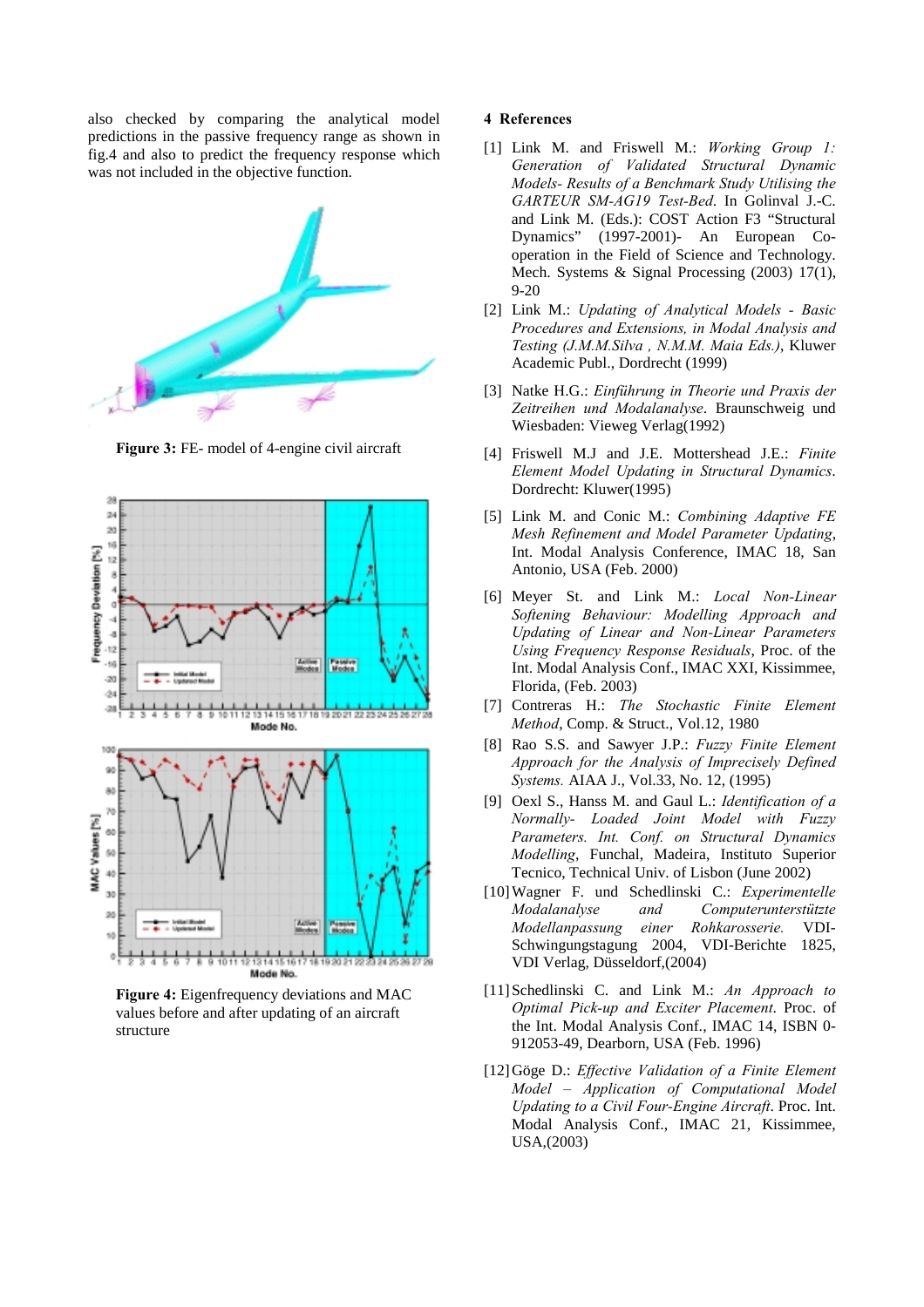also checked by comparing the analytical model predictions in the passive frequency range as shown in fig.4 and also to predict the frequency response which was not included in the objective function.

**Figure 3:** FE- model of 4-engine civil aircraft

Frequency Deviation [%]
28
24
20
16
12
8
4
0
-4
-8
-12
-16
-20
-24
-28
Initial Model
Updated Model
Active Modes
Passive Modes
1 2 3 4 5 6 7 8 9 10 11 12 13 14 15 16 17 18 19 20 21 22 23 24 25 26 27 28
Mode No.

MAC Values [%]
100
90
80
70
60
50
40
30
20
10
0
Initial Model
Updated Model
Active Modes
Passive Modes
1 2 3 4 5 6 7 8 9 10 11 12 13 14 15 16 17 18 19 20 21 22 23 24 25 26 27 28
Mode No.

**Figure 4:** Eigenfrequency deviations and MAC values before and after updating of an aircraft structure

## 4 References

[1] Link M. and Friswell M.: *Working Group 1: Generation of Validated Structural Dynamic Models- Results of a Benchmark Study Utilising the GARTEUR SM-AG19 Test-Bed*. In Golinval J.-C. and Link M. (Eds.): COST Action F3 "Structural Dynamics" (1997-2001)- An European Co-operation in the Field of Science and Technology. Mech. Systems & Signal Processing (2003) 17(1), 9-20

[2] Link M.: *Updating of Analytical Models - Basic Procedures and Extensions, in Modal Analysis and Testing (J.M.M.Silva , N.M.M. Maia Eds.)*, Kluwer Academic Publ., Dordrecht (1999)

[3] Natke H.G.: *Einführung in Theorie und Praxis der Zeitreihen und Modalanalyse*. Braunschweig und Wiesbaden: Vieweg Verlag(1992)

[4] Friswell M.J and J.E. Mottershead J.E.: *Finite Element Model Updating in Structural Dynamics*. Dordrecht: Kluwer(1995)

[5] Link M. and Conic M.: *Combining Adaptive FE Mesh Refinement and Model Parameter Updating*, Int. Modal Analysis Conference, IMAC 18, San Antonio, USA (Feb. 2000)

[6] Meyer St. and Link M.: *Local Non-Linear Softening Behaviour: Modelling Approach and Updating of Linear and Non-Linear Parameters Using Frequency Response Residuals*, Proc. of the Int. Modal Analysis Conf., IMAC XXI, Kissimmee, Florida, (Feb. 2003)

[7] Contreras H.: *The Stochastic Finite Element Method*, Comp. & Struct., Vol.12, 1980

[8] Rao S.S. and Sawyer J.P.: *Fuzzy Finite Element Approach for the Analysis of Imprecisely Defined Systems.* AIAA J., Vol.33, No. 12, (1995)

[9] Oexl S., Hanss M. and Gaul L.: *Identification of a Normally- Loaded Joint Model with Fuzzy Parameters. Int. Conf. on Structural Dynamics Modelling*, Funchal, Madeira, Instituto Superior Tecnico, Technical Univ. of Lisbon (June 2002)

[10] Wagner F. und Schedlinski C.: *Experimentelle Modalanalyse and Computerunterstützte Modellanpassung einer Rohkarosserie.* VDI-Schwingungstagung 2004, VDI-Berichte 1825, VDI Verlag, Düsseldorf,(2004)

[11] Schedlinski C. and Link M.: *An Approach to Optimal Pick-up and Exciter Placement*. Proc. of the Int. Modal Analysis Conf., IMAC 14, ISBN 0-912053-49, Dearborn, USA (Feb. 1996)

[12] Göge D.: *Effective Validation of a Finite Element Model – Application of Computational Model Updating to a Civil Four-Engine Aircraft*. Proc. Int. Modal Analysis Conf., IMAC 21, Kissimmee, USA,(2003)